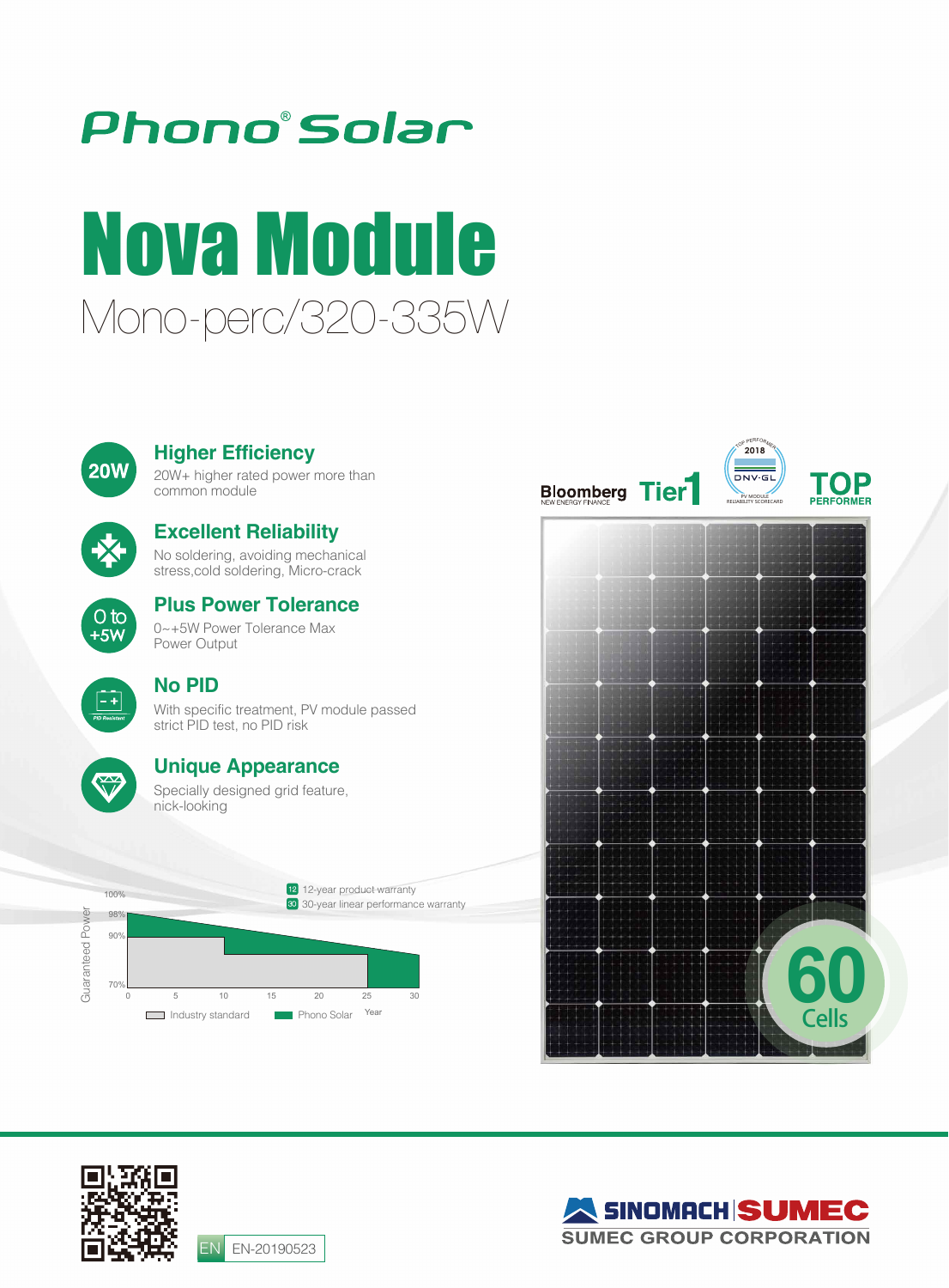# Phono® Solar

# Nova Module

## Mono-perc/320-335W

### Higher Efficiency

20W+ higher rated power more than common module

### Excellent Reliability

No soldering, avoiding mechanical stress,cold soldering, Micro-crack

### Plus Power Tolerance

0~+5W Power Tolerance Max Power Output

### No PID

With specific treatment, PV module passed strict PID test, no PID risk

### Unique Appearance

Specially designed grid feature, nick-looking

12 12-year product warranty

30 30-year linear performance warranty

Guaranteed Power: 100%, 98%, 90%, 70%

Year: 0, 5, 10, 15, 20, 25, 30

Industry standard | Phono Solar

Bloomberg NEW ENERGY FINANCE Tier 1

TOP PERFORMER 2018 DNV·GL PV MODULE RELIABILITY SCORECARD

TOP PERFORMER

60 Cells

EN EN-20190523

SINOMACH SUMEC

SUMEC GROUP CORPORATION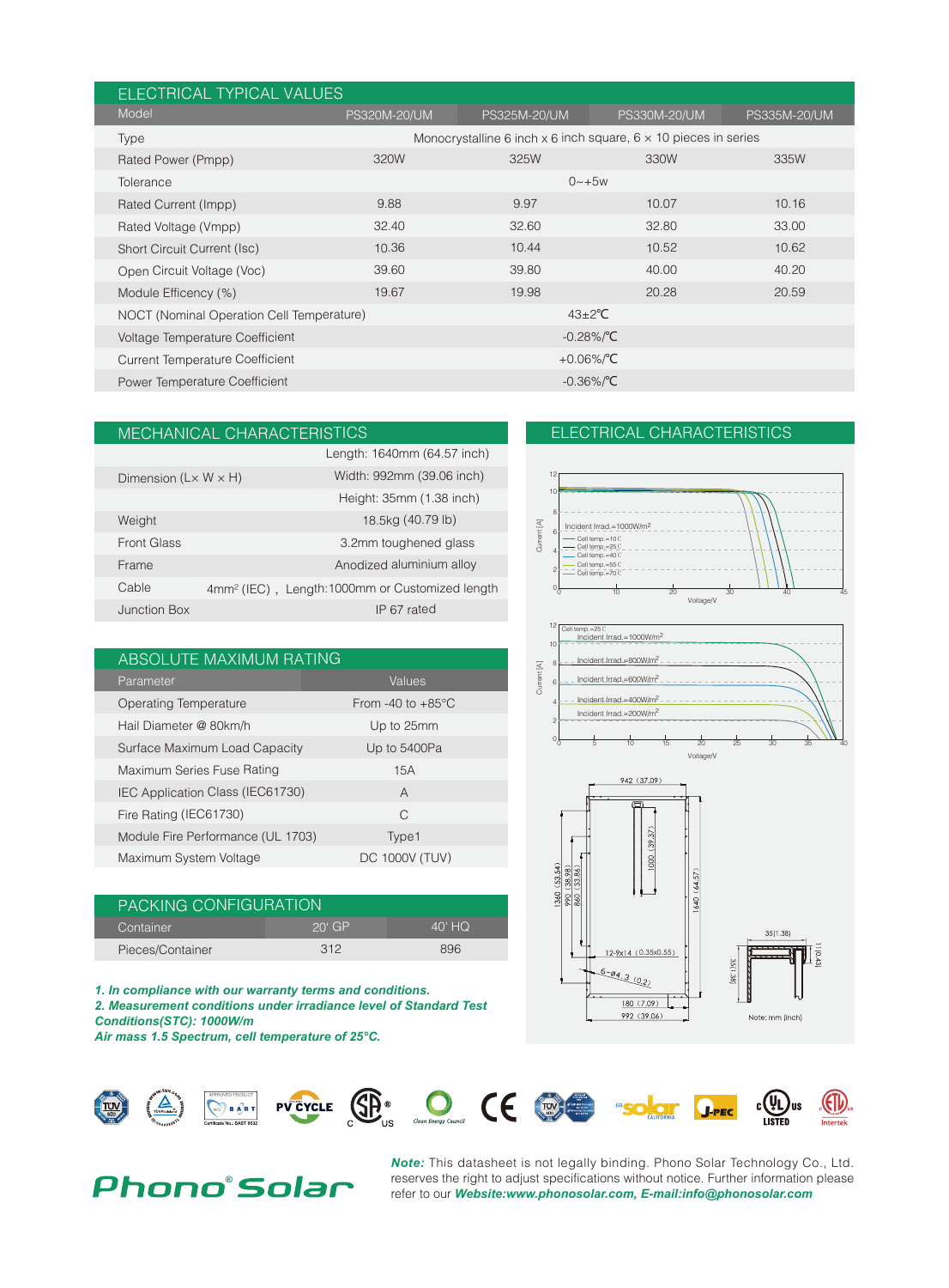## ELECTRICAL TYPICAL VALUES

| Model | PS320M-20/UM | PS325M-20/UM | PS330M-20/UM | PS335M-20/UM |
|---|---|---|---|---|
| Type | Monocrystalline 6 inch x 6 inch square, 6 × 10 pieces in series | | | |
| Rated Power (Pmpp) | 320W | 325W | 330W | 335W |
| Tolerance | 0~+5w | | | |
| Rated Current (Impp) | 9.88 | 9.97 | 10.07 | 10.16 |
| Rated Voltage (Vmpp) | 32.40 | 32.60 | 32.80 | 33.00 |
| Short Circuit Current (Isc) | 10.36 | 10.44 | 10.52 | 10.62 |
| Open Circuit Voltage (Voc) | 39.60 | 39.80 | 40.00 | 40.20 |
| Module Efficency (%) | 19.67 | 19.98 | 20.28 | 20.59 |
| NOCT (Nominal Operation Cell Temperature) | 43±2℃ | | | |
| Voltage Temperature Coefficient | -0.28%/℃ | | | |
| Current Temperature Coefficient | +0.06%/℃ | | | |
| Power Temperature Coefficient | -0.36%/℃ | | | |

## MECHANICAL CHARACTERISTICS

| | |
|---|---|
| Dimension (L× W × H) | Length: 1640mm (64.57 inch) |
| | Width: 992mm (39.06 inch) |
| | Height: 35mm (1.38 inch) |
| Weight | 18.5kg (40.79 lb) |
| Front Glass | 3.2mm toughened glass |
| Frame | Anodized aluminium alloy |
| Cable | $4mm^2$ (IEC)，Length:1000mm or Customized length |
| Junction Box | IP 67 rated |

## ABSOLUTE MAXIMUM RATING

| Parameter | Values |
|---|---|
| Operating Temperature | From -40 to +85°C |
| Hail Diameter @ 80km/h | Up to 25mm |
| Surface Maximum Load Capacity | Up to 5400Pa |
| Maximum Series Fuse Rating | 15A |
| IEC Application Class (IEC61730) | A |
| Fire Rating (IEC61730) | C |
| Module Fire Performance (UL 1703) | Type1 |
| Maximum System Voltage | DC 1000V (TUV) |

## PACKING CONFIGURATION

| Container | 20' GP | 40' HQ |
|---|---|---|
| Pieces/Container | 312 | 896 |

***1. In compliance with our warranty terms and conditions.***
***2. Measurement conditions under irradiance level of Standard Test Conditions(STC): 1000W/m***
***Air mass 1.5 Spectrum, cell temperature of 25°C.***

## ELECTRICAL CHARACTERISTICS

Current [A]
Voltage/V
Incident Irrad.=1000W/m2
Cell temp.=10℃
Cell temp.=25℃
Cell temp.=40℃
Cell temp.=55℃
Cell temp.=70℃

Current [A]
Voltage/V
Cell temp.=25℃
Incident Irrad.=1000W/m2
Incident Irrad.=800W/m2
Incident Irrad.=600W/m2
Incident Irrad.=400W/m2
Incident Irrad.=200W/m2

942 (37.09)
1000 (39.37)
1360 (53.54)
990 (38.98)
860 (33.86)
1640 (64.57)
12-9x14 (0.35x0.55)
6-Ø4.3 (0.2)
180 (7.09)
992 (39.06)
35(1.38)
35(1.38)
11(0.43)
Note: mm (inch)

***Note:*** This datasheet is not legally binding. Phono Solar Technology Co., Ltd. reserves the right to adjust specifications without notice. Further information please refer to our ***Website:www.phonosolar.com, E-mail:info@phonosolar.com***

Phono® Solar